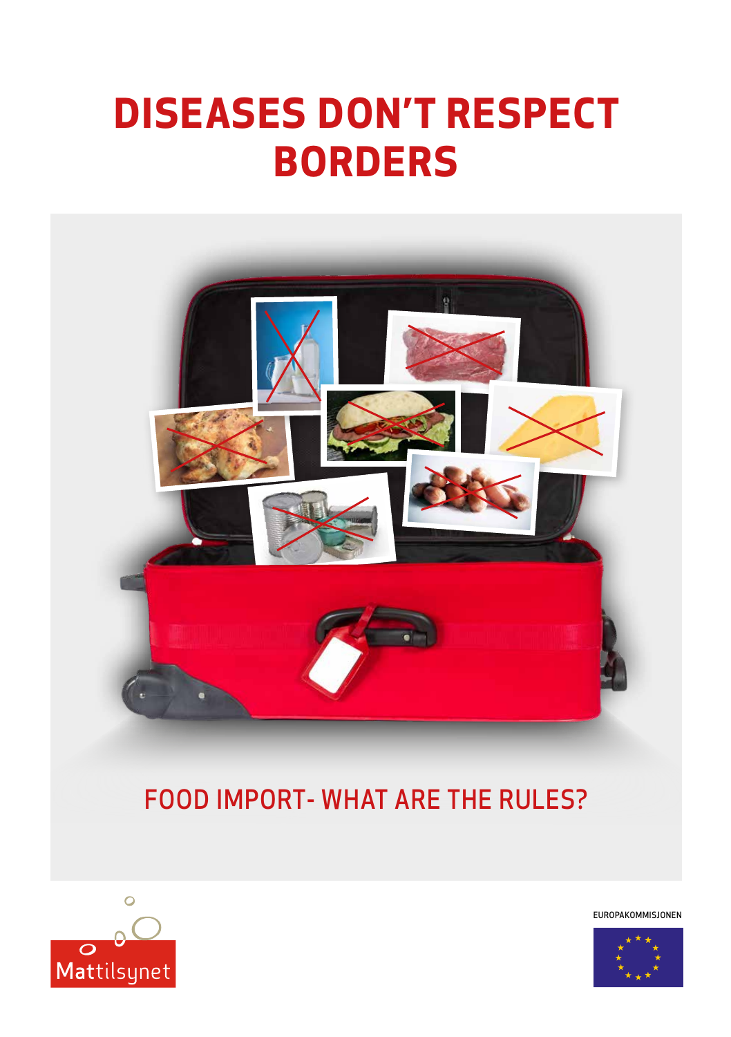# DISEASES DON'T RESPECT BORDERS

## FOOD IMPORT- WHAT ARE THE RULES?

Mattilsynet

EUROPAKOMMISJONEN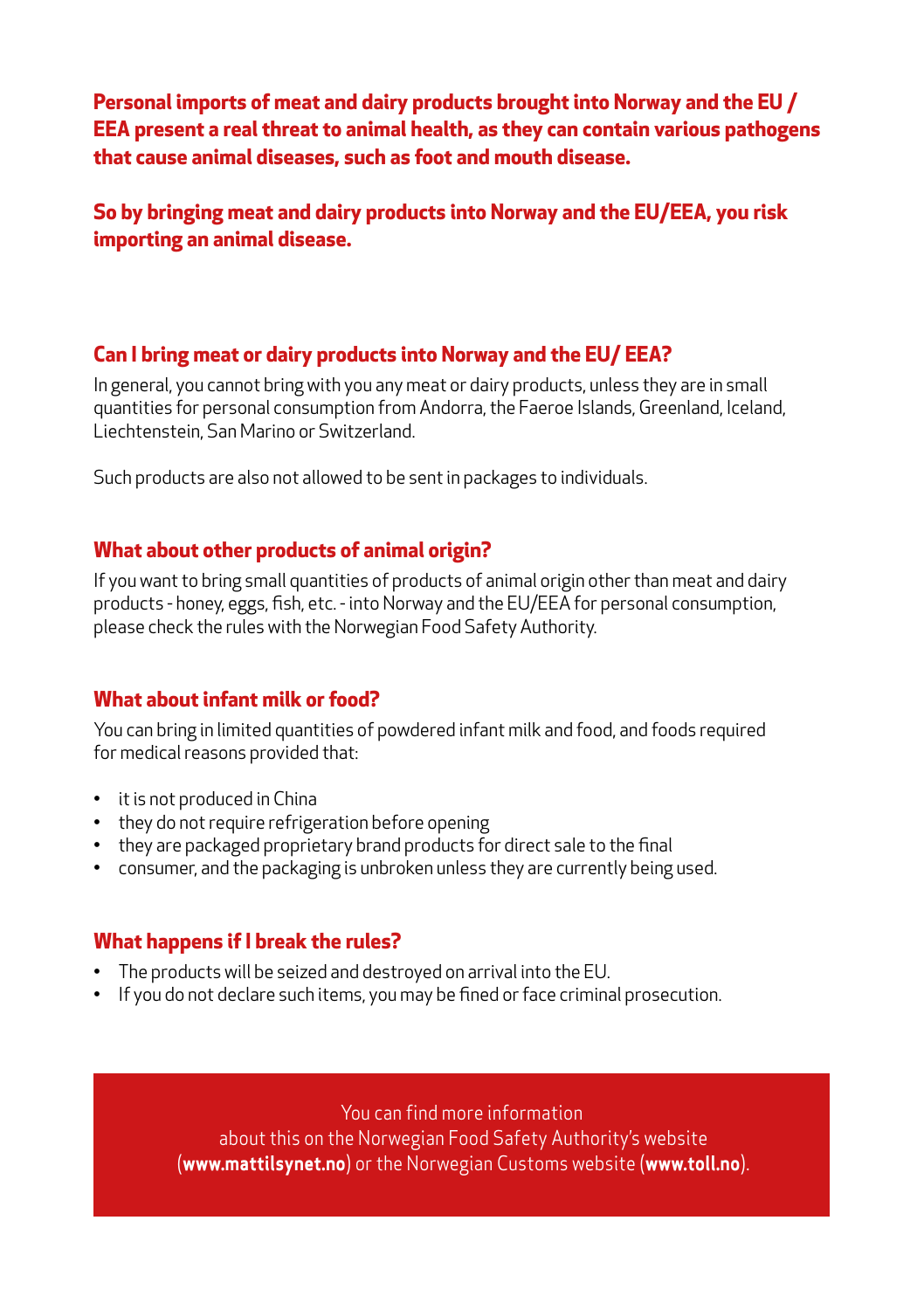**Personal imports of meat and dairy products brought into Norway and the EU / EEA present a real threat to animal health, as they can contain various pathogens that cause animal diseases, such as foot and mouth disease.**

**So by bringing meat and dairy products into Norway and the EU/EEA, you risk importing an animal disease.**

## Can I bring meat or dairy products into Norway and the EU/ EEA?

In general, you cannot bring with you any meat or dairy products, unless they are in small quantities for personal consumption from Andorra, the Faeroe Islands, Greenland, Iceland, Liechtenstein, San Marino or Switzerland.

Such products are also not allowed to be sent in packages to individuals.

## What about other products of animal origin?

If you want to bring small quantities of products of animal origin other than meat and dairy products - honey, eggs, fish, etc. - into Norway and the EU/EEA for personal consumption, please check the rules with the Norwegian Food Safety Authority.

## What about infant milk or food?

You can bring in limited quantities of powdered infant milk and food, and foods required for medical reasons provided that:

- it is not produced in China
- they do not require refrigeration before opening
- they are packaged proprietary brand products for direct sale to the final
- consumer, and the packaging is unbroken unless they are currently being used.

## What happens if I break the rules?

- The products will be seized and destroyed on arrival into the EU.
- If you do not declare such items, you may be fined or face criminal prosecution.

You can find more information about this on the Norwegian Food Safety Authority's website (**www.mattilsynet.no**) or the Norwegian Customs website (**www.toll.no**).